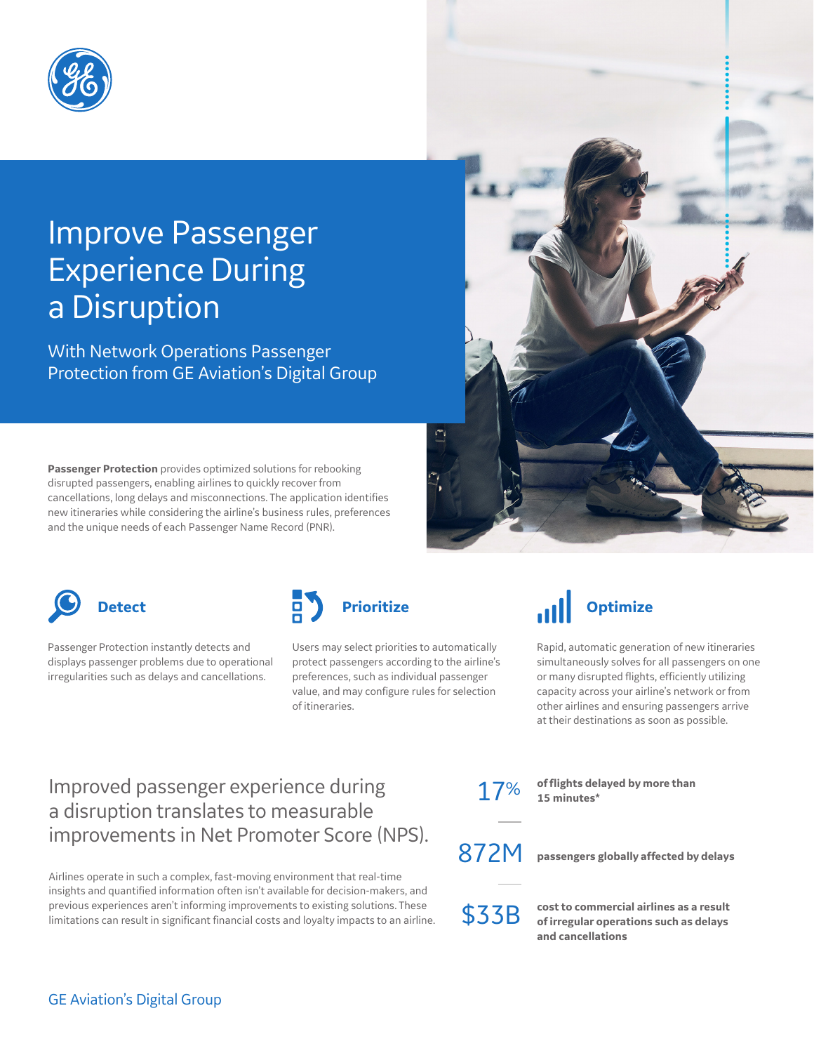# Improve Passenger Experience During a Disruption

With Network Operations Passenger Protection from GE Aviation's Digital Group

**Passenger Protection** provides optimized solutions for rebooking disrupted passengers, enabling airlines to quickly recover from cancellations, long delays and misconnections. The application identifies new itineraries while considering the airline's business rules, preferences and the unique needs of each Passenger Name Record (PNR).

### Detect

Passenger Protection instantly detects and displays passenger problems due to operational irregularities such as delays and cancellations.

### Prioritize

Users may select priorities to automatically protect passengers according to the airline's preferences, such as individual passenger value, and may configure rules for selection of itineraries.

### Optimize

Rapid, automatic generation of new itineraries simultaneously solves for all passengers on one or many disrupted flights, efficiently utilizing capacity across your airline's network or from other airlines and ensuring passengers arrive at their destinations as soon as possible.

## Improved passenger experience during a disruption translates to measurable improvements in Net Promoter Score (NPS).

Airlines operate in such a complex, fast-moving environment that real-time insights and quantified information often isn't available for decision-makers, and previous experiences aren't informing improvements to existing solutions. These limitations can result in significant financial costs and loyalty impacts to an airline.

17% **of flights delayed by more than 15 minutes***

872M **passengers globally affected by delays**

$33B **cost to commercial airlines as a result of irregular operations such as delays and cancellations**

GE Aviation's Digital Group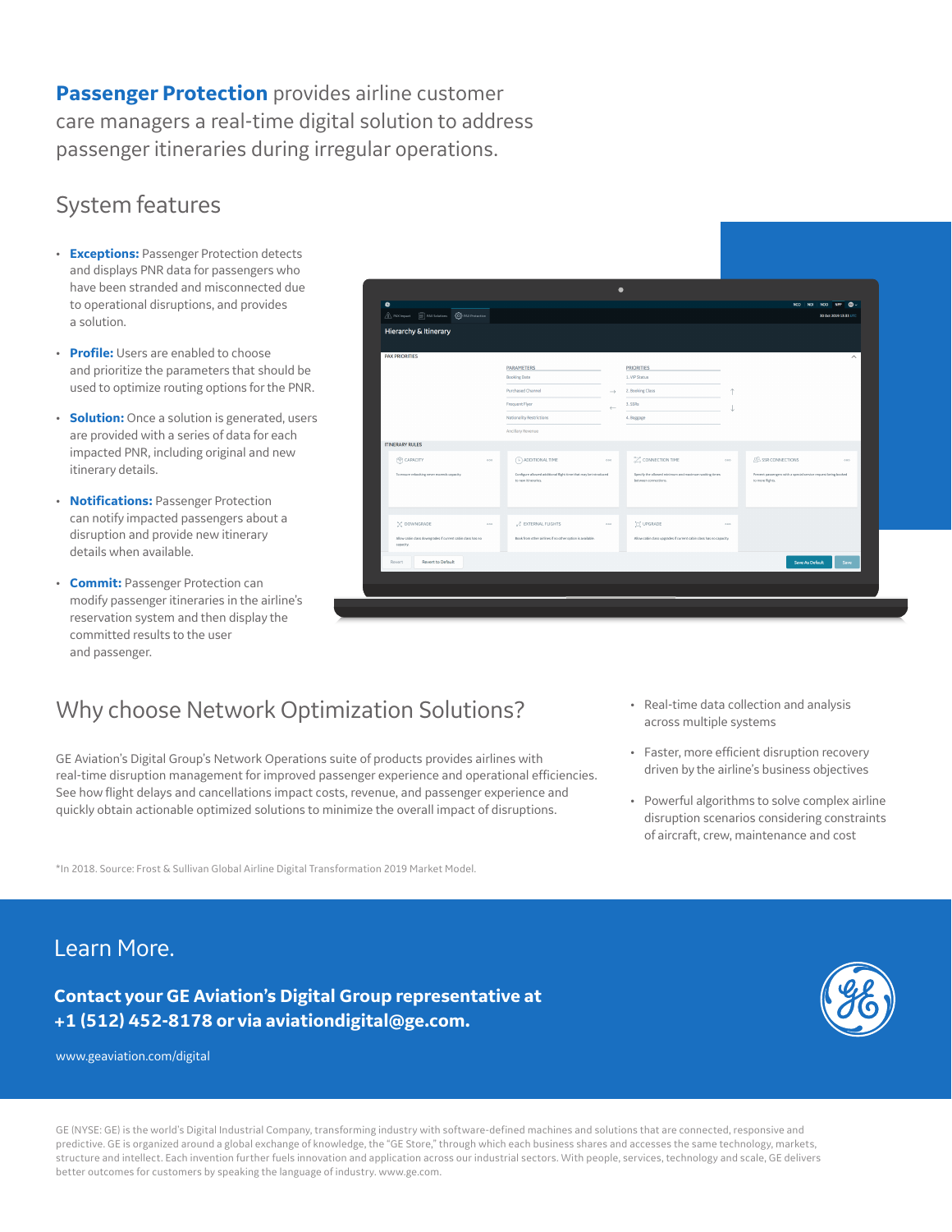**Passenger Protection** provides airline customer care managers a real-time digital solution to address passenger itineraries during irregular operations.

## System features

- **Exceptions:** Passenger Protection detects and displays PNR data for passengers who have been stranded and misconnected due to operational disruptions, and provides a solution.
- **Profile:** Users are enabled to choose and prioritize the parameters that should be used to optimize routing options for the PNR.
- **Solution:** Once a solution is generated, users are provided with a series of data for each impacted PNR, including original and new itinerary details.
- **Notifications:** Passenger Protection can notify impacted passengers about a disruption and provide new itinerary details when available.
- **Commit:** Passenger Protection can modify passenger itineraries in the airline's reservation system and then display the committed results to the user and passenger.

## Why choose Network Optimization Solutions?

GE Aviation's Digital Group's Network Operations suite of products provides airlines with real-time disruption management for improved passenger experience and operational efficiencies. See how flight delays and cancellations impact costs, revenue, and passenger experience and quickly obtain actionable optimized solutions to minimize the overall impact of disruptions.

- Real-time data collection and analysis across multiple systems
- Faster, more efficient disruption recovery driven by the airline's business objectives
- Powerful algorithms to solve complex airline disruption scenarios considering constraints of aircraft, crew, maintenance and cost

*In 2018. Source: Frost & Sullivan Global Airline Digital Transformation 2019 Market Model.

## Learn More.

**Contact your GE Aviation's Digital Group representative at +1 (512) 452-8178 or via aviationdigital@ge.com.**

www.geaviation.com/digital

GE (NYSE: GE) is the world's Digital Industrial Company, transforming industry with software-defined machines and solutions that are connected, responsive and predictive. GE is organized around a global exchange of knowledge, the "GE Store," through which each business shares and accesses the same technology, markets, structure and intellect. Each invention further fuels innovation and application across our industrial sectors. With people, services, technology and scale, GE delivers better outcomes for customers by speaking the language of industry. www.ge.com.